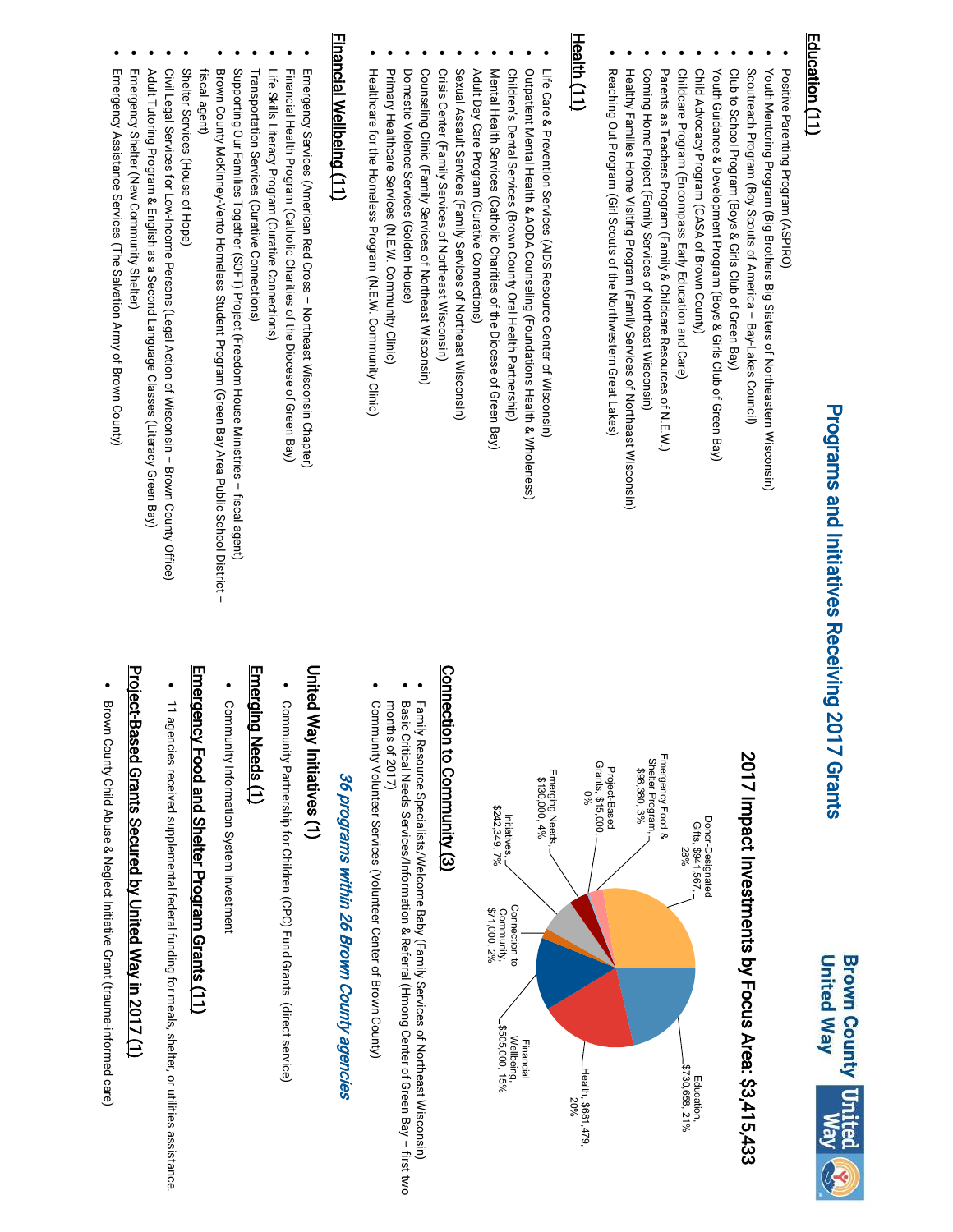# Programs and Initiatives Receiving 2017 Grants

Brown County United Way

## Education (11)

- Positive Parenting Program (ASPIRO)
- Youth Mentoring Program (Big Brothers Big Sisters of Northeastern Wisconsin)
- Scoutreach Program (Boy Scouts of America – Bay-Lakes Council)
- Club to School Program (Boys & Girls Club of Green Bay)
- Youth Guidance & Development Program (Boys & Girls Club of Green Bay)
- Child Advocacy Program (CASA of Brown County)
- Childcare Program (Encompass Early Education and Care)
- Parents as Teachers Program (Family & Childcare Resources of N.E.W.)
- Coming Home Project (Family Services of Northeast Wisconsin)
- Healthy Families Home Visiting Program (Family Services of Northeast Wisconsin)
- Reaching Out Program (Girl Scouts of the Northwestern Great Lakes)

## Health (11)

- Life Care & Prevention Services (AIDS Resource Center of Wisconsin)
- Outpatient Mental Health & AODA Counseling (Foundations Health & Wholeness)
- Children's Dental Services (Brown County Oral Health Partnership)
- Mental Health Services (Catholic Charities of the Diocese of Green Bay)
- Adult Day Care Program (Curative Connections)
- Sexual Assault Services (Family Services of Northeast Wisconsin)
- Crisis Center (Family Services of Northeast Wisconsin)
- Counseling Clinic (Family Services of Northeast Wisconsin)
- Domestic Violence Services (Golden House)
- Primary Healthcare Services (N.E.W. Community Clinic)
- Healthcare for the Homeless Program (N.E.W. Community Clinic)

## Financial Wellbeing (11)

- Emergency Services (American Red Cross – Northeast Wisconsin Chapter)
- Financial Health Program (Catholic Charities of the Diocese of Green Bay)
- Life Skills Literacy Program (Curative Connections)
- Transportation Services (Curative Connections)
- Supporting Our Families Together (SOFT) Project (Freedom House Ministries – fiscal agent)
- Brown County McKinney-Vento Homeless Student Program (Green Bay Area Public School District – fiscal agent)
- Shelter Services (House of Hope)
- Civil Legal Services for Low-Income Persons (Legal Action of Wisconsin – Brown County Office)
- Adult Tutoring Program & English as a Second Language Classes (Literacy Green Bay)
- Emergency Shelter (New Community Shelter)
- Emergency Assistance Services (The Salvation Army of Brown County)

## 2017 Impact Investments by Focus Area: $3,415,433

| Focus Area | Amount | Percent |
|---|---|---|
| Donor-Designated Gifts | $941,567 | 28% |
| Education | $730,658 | 21% |
| Health | $681,479 | 20% |
| Financial Wellbeing | $505,000 | 15% |
| Connection to Community | $71,000 | 2% |
| Initiatives | $242,349 | 7% |
| Emerging Needs | $130,000 | 4% |
| Project-Based Grants | $15,000 | 0% |
| Emergency Food & Shelter Program | $98,380 | 3% |

***36 programs within 26 Brown County agencies***

## Connection to Community (3)

- Family Resource Specialists/Welcome Baby (Family Services of Northeast Wisconsin)
- Basic Critical Needs Services/Information & Referral (Hmong Center of Green Bay – first two months of 2017)
- Community Volunteer Services (Volunteer Center of Brown County)

## United Way Initiatives (1)

- Community Partnership for Children (CPC) Fund Grants (direct service)

## Emerging Needs (1)

- Community Information System investment

## Emergency Food and Shelter Program Grants (11)

- 11 agencies received supplemental federal funding for meals, shelter, or utilities assistance.

## Project-Based Grants Secured by United Way in 2017 (1)

- Brown County Child Abuse & Neglect Initiative Grant (trauma-informed care)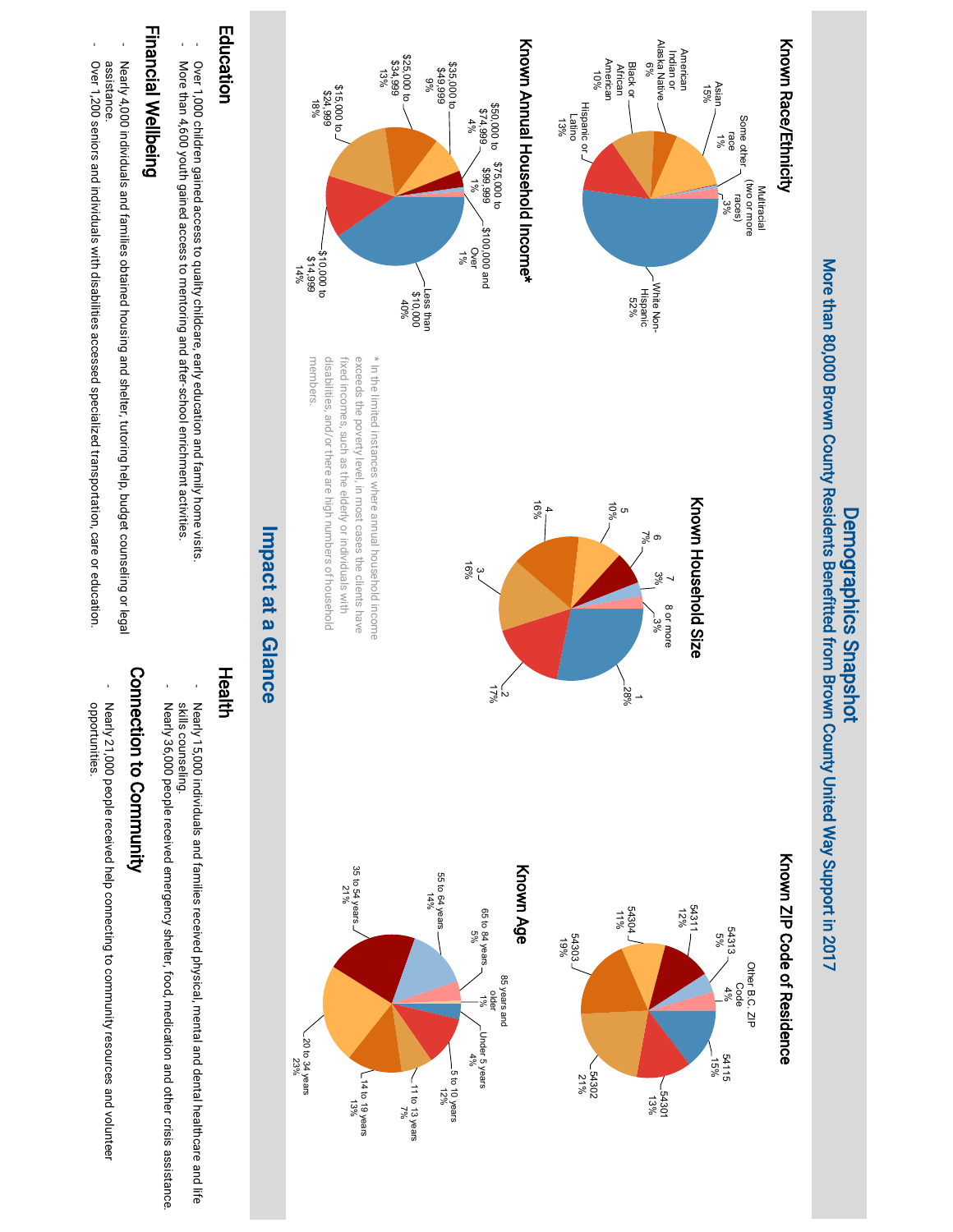# Demographics Snapshot

## More than 80,000 Brown County Residents Benefitted from Brown County United Way Support in 2017

### Known Race/Ethnicity

White Non-Hispanic 52%
Hispanic or Latino 13%
Black or African American 10%
American Indian or Alaska Native 6%
Asian 15%
Some other race 1%
Multiracial (two or more races) 3%

### Known Household Size

1 28%
2 17%
3 16%
4 16%
5 10%
6 7%
7 3%
8 or more 3%

### Known ZIP Code of Residence

54115 15%
54301 13%
54302 21%
54303 19%
54304 11%
54311 12%
54313 5%
Other B.C. ZIP Code 4%

### Known Annual Household Income*

Less than $10,000 40%
$10,000 to $14,999 14%
$15,000 to $24,999 18%
$25,000 to $34,999 13%
$35,000 to $49,999 9%
$50,000 to $74,999 4%
$75,000 to $99,999 1%
$100,000 and Over 1%

\* In the limited instances where annual household income exceeds the poverty level, in most cases the clients have fixed incomes, such as the elderly or individuals with disabilities, and/or there are high numbers of household members.

### Known Age

Under 5 years 4%
5 to 10 years 12%
11 to 13 years 7%
14 to 19 years 13%
20 to 34 years 23%
35 to 54 years 21%
55 to 64 years 14%
65 to 84 years 5%
85 years and older 1%

# Impact at a Glance

## Education

- Over 1,000 children gained access to quality childcare, early education and family home visits.
- More than 4,600 youth gained access to mentoring and after-school enrichment activities.

## Health

- Nearly 15,000 individuals and families received physical, mental and dental healthcare and life skills counseling.
- Nearly 36,000 people received emergency shelter, food, medication and other crisis assistance.

## Financial Wellbeing

- Nearly 4,000 individuals and families obtained housing and shelter, tutoring help, budget counseling or legal assistance.
- Over 1,200 seniors and individuals with disabilities accessed specialized transportation, care or education.

## Connection to Community

- Nearly 21,000 people received help connecting to community resources and volunteer opportunities.